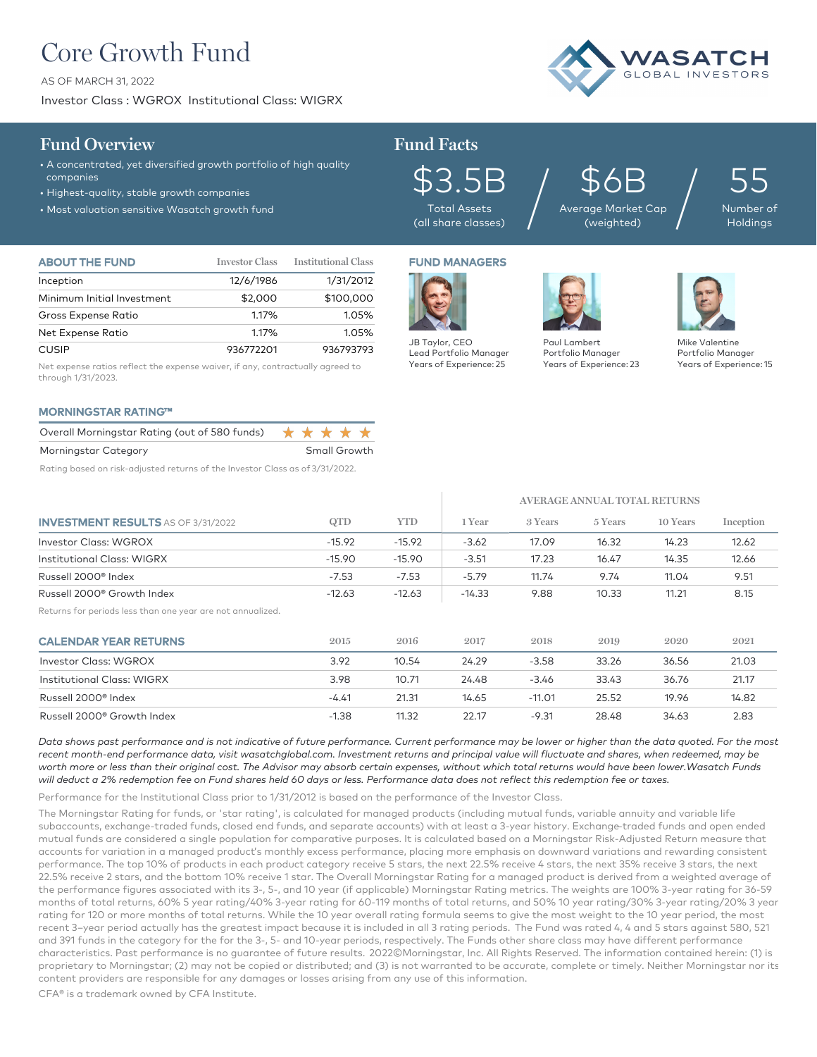# Core Growth Fund

AS OF MARCH 31, 2022

Investor Class : WGROX Institutional Class: WIGRX

WASATCH GLOBAL INVESTORS

## Fund Overview

- A concentrated, yet diversified growth portfolio of high quality companies
- Highest-quality, stable growth companies
- Most valuation sensitive Wasatch growth fund

## Fund Facts

| $3.5B | $6B | 55 |
|---|---|---|
| Total Assets (all share classes) | Average Market Cap (weighted) | Number of Holdings |

### ABOUT THE FUND

| | Investor Class | Institutional Class |
|---|---|---|
| Inception | 12/6/1986 | 1/31/2012 |
| Minimum Initial Investment | $2,000 | $100,000 |
| Gross Expense Ratio | 1.17% | 1.05% |
| Net Expense Ratio | 1.17% | 1.05% |
| CUSIP | 936772201 | 936793793 |

Net expense ratios reflect the expense waiver, if any, contractually agreed to through 1/31/2023.

### FUND MANAGERS

JB Taylor, CEO
Lead Portfolio Manager
Years of Experience: 25

Paul Lambert
Portfolio Manager
Years of Experience: 23

Mike Valentine
Portfolio Manager
Years of Experience: 15

### MORNINGSTAR RATING™

| | |
|---|---|
| Overall Morningstar Rating (out of 580 funds) | ★★★★★ |
| Morningstar Category | Small Growth |

Rating based on risk-adjusted returns of the Investor Class as of 3/31/2022.

### INVESTMENT RESULTS AS OF 3/31/2022

| | | | AVERAGE ANNUAL TOTAL RETURNS | | | | |
|---|---|---|---|---|---|---|---|
| | QTD | YTD | 1 Year | 3 Years | 5 Years | 10 Years | Inception |
| Investor Class: WGROX | -15.92 | -15.92 | -3.62 | 17.09 | 16.32 | 14.23 | 12.62 |
| Institutional Class: WIGRX | -15.90 | -15.90 | -3.51 | 17.23 | 16.47 | 14.35 | 12.66 |
| Russell 2000® Index | -7.53 | -7.53 | -5.79 | 11.74 | 9.74 | 11.04 | 9.51 |
| Russell 2000® Growth Index | -12.63 | -12.63 | -14.33 | 9.88 | 10.33 | 11.21 | 8.15 |

Returns for periods less than one year are not annualized.

### CALENDAR YEAR RETURNS

| | 2015 | 2016 | 2017 | 2018 | 2019 | 2020 | 2021 |
|---|---|---|---|---|---|---|---|
| Investor Class: WGROX | 3.92 | 10.54 | 24.29 | -3.58 | 33.26 | 36.56 | 21.03 |
| Institutional Class: WIGRX | 3.98 | 10.71 | 24.48 | -3.46 | 33.43 | 36.76 | 21.17 |
| Russell 2000® Index | -4.41 | 21.31 | 14.65 | -11.01 | 25.52 | 19.96 | 14.82 |
| Russell 2000® Growth Index | -1.38 | 11.32 | 22.17 | -9.31 | 28.48 | 34.63 | 2.83 |

*Data shows past performance and is not indicative of future performance. Current performance may be lower or higher than the data quoted. For the most recent month-end performance data, visit wasatchglobal.com. Investment returns and principal value will fluctuate and shares, when redeemed, may be worth more or less than their original cost. The Advisor may absorb certain expenses, without which total returns would have been lower.Wasatch Funds will deduct a 2% redemption fee on Fund shares held 60 days or less. Performance data does not reflect this redemption fee or taxes.*

Performance for the Institutional Class prior to 1/31/2012 is based on the performance of the Investor Class.

The Morningstar Rating for funds, or 'star rating', is calculated for managed products (including mutual funds, variable annuity and variable life subaccounts, exchange-traded funds, closed end funds, and separate accounts) with at least a 3-year history. Exchange-traded funds and open ended mutual funds are considered a single population for comparative purposes. It is calculated based on a Morningstar Risk-Adjusted Return measure that accounts for variation in a managed product's monthly excess performance, placing more emphasis on downward variations and rewarding consistent performance. The top 10% of products in each product category receive 5 stars, the next 22.5% receive 4 stars, the next 35% receive 3 stars, the next 22.5% receive 2 stars, and the bottom 10% receive 1 star. The Overall Morningstar Rating for a managed product is derived from a weighted average of the performance figures associated with its 3-, 5-, and 10 year (if applicable) Morningstar Rating metrics. The weights are 100% 3-year rating for 36-59 months of total returns, 60% 5 year rating/40% 3-year rating for 60-119 months of total returns, and 50% 10 year rating/30% 3-year rating/20% 3 year rating for 120 or more months of total returns. While the 10 year overall rating formula seems to give the most weight to the 10 year period, the most recent 3–year period actually has the greatest impact because it is included in all 3 rating periods. The Fund was rated 4, 4 and 5 stars against 580, 521 and 391 funds in the category for the for the 3-, 5- and 10-year periods, respectively. The Funds other share class may have different performance characteristics. Past performance is no guarantee of future results. 2022©Morningstar, Inc. All Rights Reserved. The information contained herein: (1) is proprietary to Morningstar; (2) may not be copied or distributed; and (3) is not warranted to be accurate, complete or timely. Neither Morningstar nor its content providers are responsible for any damages or losses arising from any use of this information.

CFA® is a trademark owned by CFA Institute.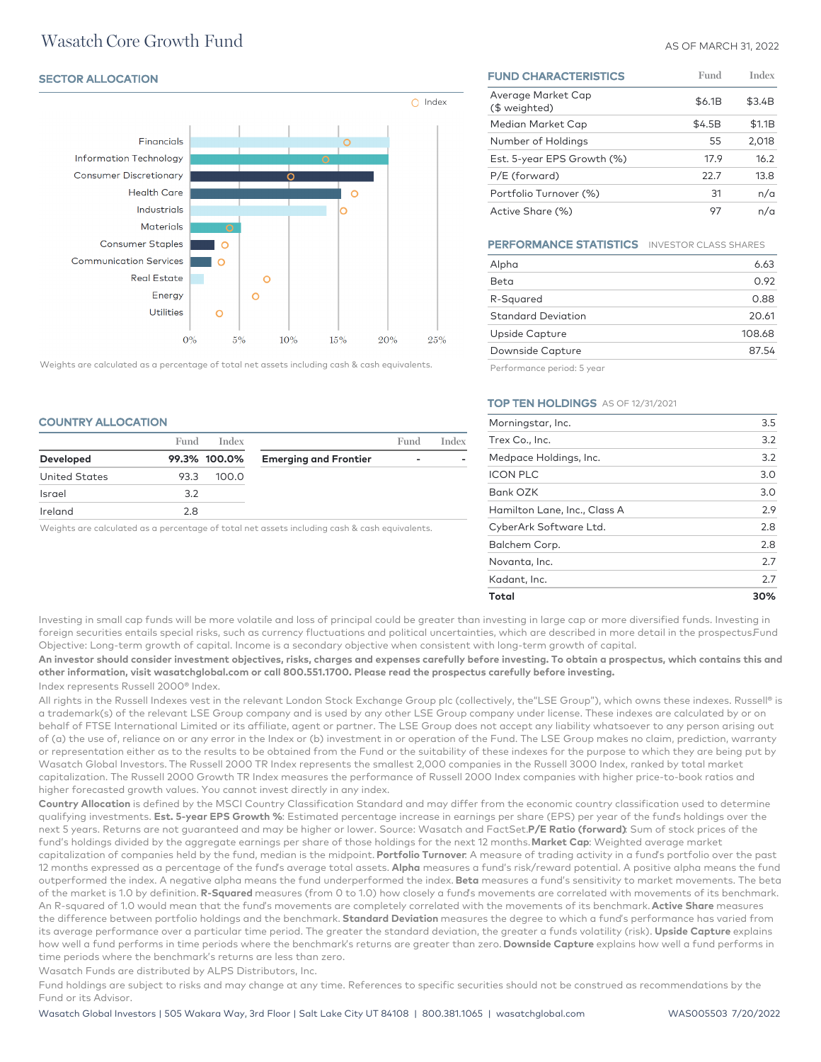# Wasatch Core Growth Fund

AS OF MARCH 31, 2022

## SECTOR ALLOCATION

Index

Financials
Information Technology
Consumer Discretionary
Health Care
Industrials
Materials
Consumer Staples
Communication Services
Real Estate
Energy
Utilities

0% 5% 10% 15% 20% 25%

Weights are calculated as a percentage of total net assets including cash & cash equivalents.

## FUND CHARACTERISTICS

| | Fund | Index |
|---|---|---|
| Average Market Cap ($ weighted) | $6.1B | $3.4B |
| Median Market Cap | $4.5B | $1.1B |
| Number of Holdings | 55 | 2,018 |
| Est. 5-year EPS Growth (%) | 17.9 | 16.2 |
| P/E (forward) | 22.7 | 13.8 |
| Portfolio Turnover (%) | 31 | n/a |
| Active Share (%) | 97 | n/a |

## PERFORMANCE STATISTICS INVESTOR CLASS SHARES

| | |
|---|---|
| Alpha | 6.63 |
| Beta | 0.92 |
| R-Squared | 0.88 |
| Standard Deviation | 20.61 |
| Upside Capture | 108.68 |
| Downside Capture | 87.54 |

Performance period: 5 year

## COUNTRY ALLOCATION

| | Fund | Index | | Fund | Index |
|---|---|---|---|---|---|
| **Developed** | **99.3%** | **100.0%** | **Emerging and Frontier** | - | - |
| United States | 93.3 | 100.0 | | | |
| Israel | 3.2 | | | | |
| Ireland | 2.8 | | | | |

Weights are calculated as a percentage of total net assets including cash & cash equivalents.

## TOP TEN HOLDINGS AS OF 12/31/2021

| | |
|---|---|
| Morningstar, Inc. | 3.5 |
| Trex Co., Inc. | 3.2 |
| Medpace Holdings, Inc. | 3.2 |
| ICON PLC | 3.0 |
| Bank OZK | 3.0 |
| Hamilton Lane, Inc., Class A | 2.9 |
| CyberArk Software Ltd. | 2.8 |
| Balchem Corp. | 2.8 |
| Novanta, Inc. | 2.7 |
| Kadant, Inc. | 2.7 |
| **Total** | **30%** |

Investing in small cap funds will be more volatile and loss of principal could be greater than investing in large cap or more diversified funds. Investing in foreign securities entails special risks, such as currency fluctuations and political uncertainties, which are described in more detail in the prospectus.Fund Objective: Long-term growth of capital. Income is a secondary objective when consistent with long-term growth of capital.

**An investor should consider investment objectives, risks, charges and expenses carefully before investing. To obtain a prospectus, which contains this and other information, visit wasatchglobal.com or call 800.551.1700. Please read the prospectus carefully before investing.**

Index represents Russell 2000® Index.

All rights in the Russell Indexes vest in the relevant London Stock Exchange Group plc (collectively, the"LSE Group"), which owns these indexes. Russell® is a trademark(s) of the relevant LSE Group company and is used by any other LSE Group company under license. These indexes are calculated by or on behalf of FTSE International Limited or its affiliate, agent or partner. The LSE Group does not accept any liability whatsoever to any person arising out of (a) the use of, reliance on or any error in the Index or (b) investment in or operation of the Fund. The LSE Group makes no claim, prediction, warranty or representation either as to the results to be obtained from the Fund or the suitability of these indexes for the purpose to which they are being put by Wasatch Global Investors. The Russell 2000 TR Index represents the smallest 2,000 companies in the Russell 3000 Index, ranked by total market capitalization. The Russell 2000 Growth TR Index measures the performance of Russell 2000 Index companies with higher price-to-book ratios and higher forecasted growth values. You cannot invest directly in any index.

**Country Allocation** is defined by the MSCI Country Classification Standard and may differ from the economic country classification used to determine qualifying investments. **Est. 5-year EPS Growth %**: Estimated percentage increase in earnings per share (EPS) per year of the fund's holdings over the next 5 years. Returns are not guaranteed and may be higher or lower. Source: Wasatch and FactSet.**P/E Ratio (forward)**: Sum of stock prices of the fund's holdings divided by the aggregate earnings per share of those holdings for the next 12 months. **Market Cap**: Weighted average market capitalization of companies held by the fund, median is the midpoint. **Portfolio Turnover**: A measure of trading activity in a fund's portfolio over the past 12 months expressed as a percentage of the fund's average total assets. **Alpha** measures a fund's risk/reward potential. A positive alpha means the fund outperformed the index. A negative alpha means the fund underperformed the index. **Beta** measures a fund's sensitivity to market movements. The beta of the market is 1.0 by definition. **R-Squared** measures (from 0 to 1.0) how closely a fund's movements are correlated with the movements of its benchmark. An R-squared of 1.0 would mean that the fund's movements are completely correlated with the movements of its benchmark. **Active Share** measures the difference between portfolio holdings and the benchmark. **Standard Deviation** measures the degree to which a fund's performance has varied from its average performance over a particular time period. The greater the standard deviation, the greater a funds volatility (risk). **Upside Capture** explains how well a fund performs in time periods where the benchmark's returns are greater than zero. **Downside Capture** explains how well a fund performs in time periods where the benchmark's returns are less than zero.

Wasatch Funds are distributed by ALPS Distributors, Inc.

Fund holdings are subject to risks and may change at any time. References to specific securities should not be construed as recommendations by the Fund or its Advisor.

Wasatch Global Investors | 505 Wakara Way, 3rd Floor | Salt Lake City UT 84108 | 800.381.1065 | wasatchglobal.com WAS005503 7/20/2022